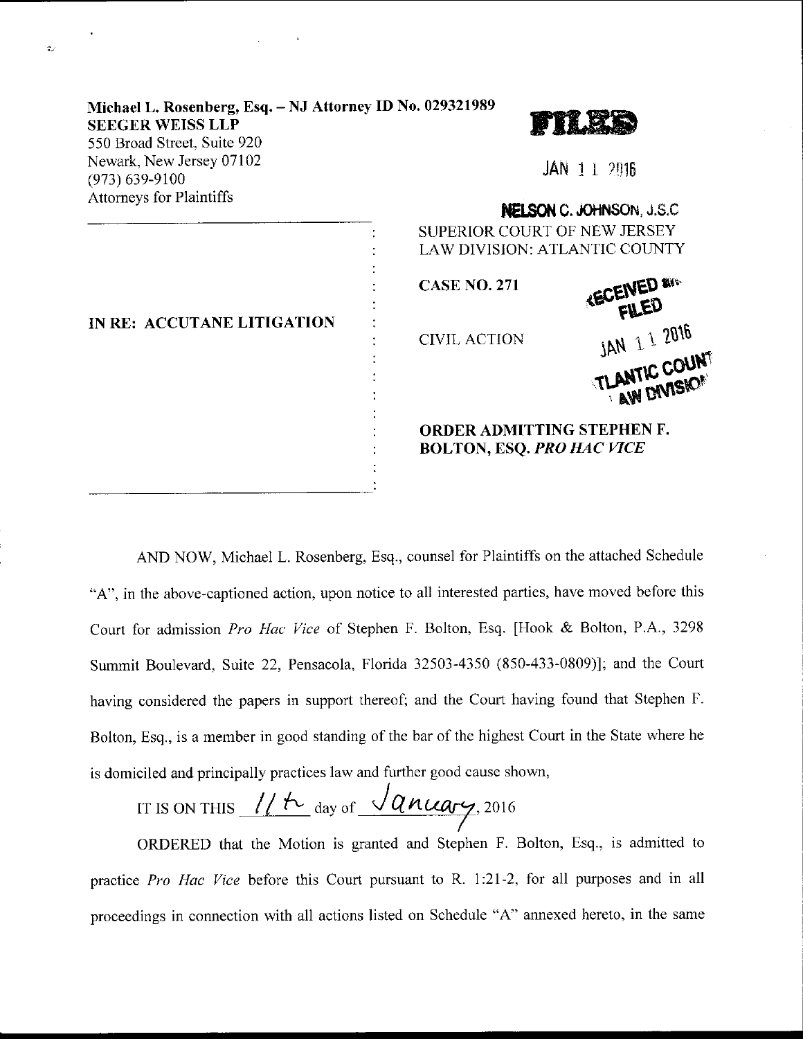Michael L. Rosenberg, Esq. – NJ Attorney ID No. 029321989
**SEEGER WEISS LLP**
550 Broad Street, Suite 920
Newark, New Jersey 07102
(973) 639-9100
Attorneys for Plaintiffs

FILED

JAN 11 2016

NELSON C. JOHNSON, J.S.C

| | |
|---|---|
| IN RE: ACCUTANE LITIGATION | SUPERIOR COURT OF NEW JERSEY<br>LAW DIVISION: ATLANTIC COUNTY<br><br>**CASE NO. 271**<br><br>CIVIL ACTION<br><br>**ORDER ADMITTING STEPHEN F. BOLTON, ESQ. *PRO HAC VICE*** |

RECEIVED and FILED
JAN 11 2016
ATLANTIC COUNTY
LAW DIVISION

AND NOW, Michael L. Rosenberg, Esq., counsel for Plaintiffs on the attached Schedule "A", in the above-captioned action, upon notice to all interested parties, have moved before this Court for admission *Pro Hac Vice* of Stephen F. Bolton, Esq. [Hook & Bolton, P.A., 3298 Summit Boulevard, Suite 22, Pensacola, Florida 32503-4350 (850-433-0809)]; and the Court having considered the papers in support thereof; and the Court having found that Stephen F. Bolton, Esq., is a member in good standing of the bar of the highest Court in the State where he is domiciled and principally practices law and further good cause shown,

IT IS ON THIS 11th day of January, 2016

ORDERED that the Motion is granted and Stephen F. Bolton, Esq., is admitted to practice *Pro Hac Vice* before this Court pursuant to R. 1:21-2, for all purposes and in all proceedings in connection with all actions listed on Schedule "A" annexed hereto, in the same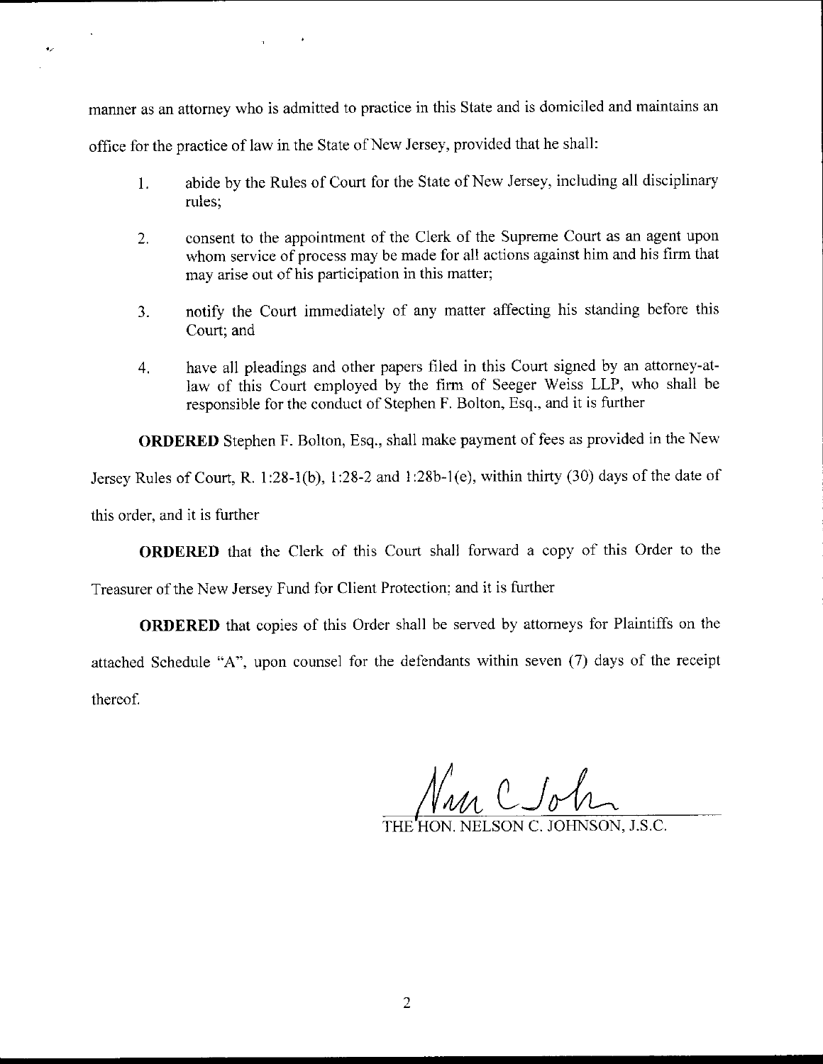manner as an attorney who is admitted to practice in this State and is domiciled and maintains an office for the practice of law in the State of New Jersey, provided that he shall:

1. abide by the Rules of Court for the State of New Jersey, including all disciplinary rules;

2. consent to the appointment of the Clerk of the Supreme Court as an agent upon whom service of process may be made for all actions against him and his firm that may arise out of his participation in this matter;

3. notify the Court immediately of any matter affecting his standing before this Court; and

4. have all pleadings and other papers filed in this Court signed by an attorney-at-law of this Court employed by the firm of Seeger Weiss LLP, who shall be responsible for the conduct of Stephen F. Bolton, Esq., and it is further

**ORDERED** Stephen F. Bolton, Esq., shall make payment of fees as provided in the New Jersey Rules of Court, R. 1:28-1(b), 1:28-2 and 1:28b-1(e), within thirty (30) days of the date of this order, and it is further

**ORDERED** that the Clerk of this Court shall forward a copy of this Order to the Treasurer of the New Jersey Fund for Client Protection; and it is further

**ORDERED** that copies of this Order shall be served by attorneys for Plaintiffs on the attached Schedule "A", upon counsel for the defendants within seven (7) days of the receipt thereof.

Nan C Joh

THE HON. NELSON C. JOHNSON, J.S.C.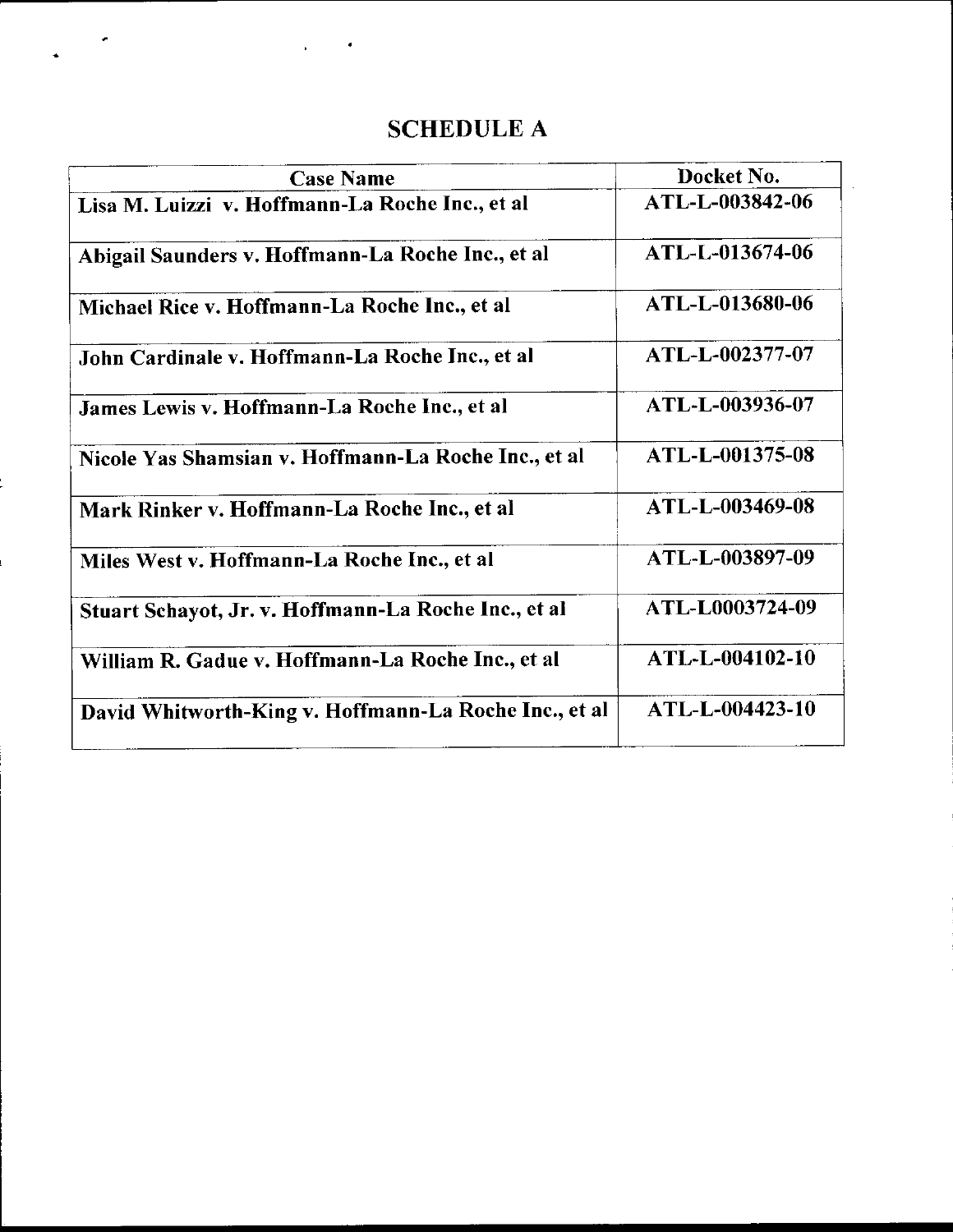# SCHEDULE A

| Case Name | Docket No. |
|---|---|
| Lisa M. Luizzi v. Hoffmann-La Roche Inc., et al | ATL-L-003842-06 |
| Abigail Saunders v. Hoffmann-La Roche Inc., et al | ATL-L-013674-06 |
| Michael Rice v. Hoffmann-La Roche Inc., et al | ATL-L-013680-06 |
| John Cardinale v. Hoffmann-La Roche Inc., et al | ATL-L-002377-07 |
| James Lewis v. Hoffmann-La Roche Inc., et al | ATL-L-003936-07 |
| Nicole Yas Shamsian v. Hoffmann-La Roche Inc., et al | ATL-L-001375-08 |
| Mark Rinker v. Hoffmann-La Roche Inc., et al | ATL-L-003469-08 |
| Miles West v. Hoffmann-La Roche Inc., et al | ATL-L-003897-09 |
| Stuart Schayot, Jr. v. Hoffmann-La Roche Inc., et al | ATL-L0003724-09 |
| William R. Gadue v. Hoffmann-La Roche Inc., et al | ATL-L-004102-10 |
| David Whitworth-King v. Hoffmann-La Roche Inc., et al | ATL-L-004423-10 |